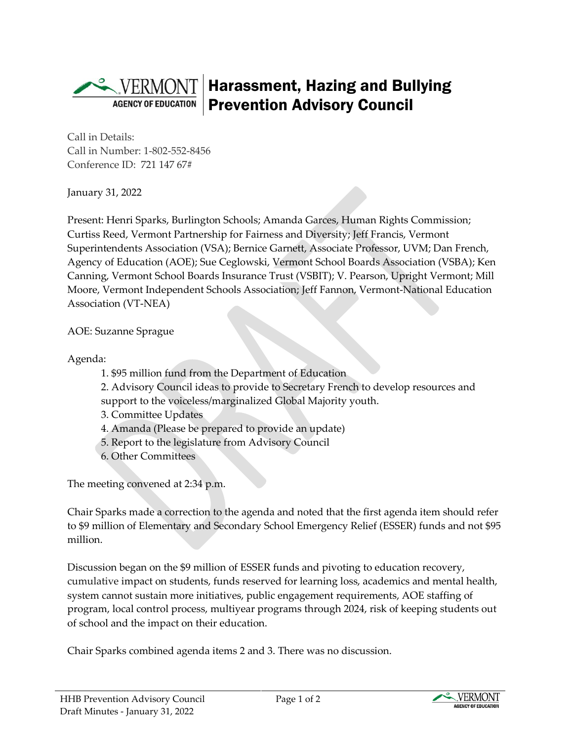# Harassment, Hazing and Bullying Prevention Advisory Council

Call in Details:
Call in Number: 1-802-552-8456
Conference ID: 721 147 67#

January 31, 2022

Present: Henri Sparks, Burlington Schools; Amanda Garces, Human Rights Commission; Curtiss Reed, Vermont Partnership for Fairness and Diversity; Jeff Francis, Vermont Superintendents Association (VSA); Bernice Garnett, Associate Professor, UVM; Dan French, Agency of Education (AOE); Sue Ceglowski, Vermont School Boards Association (VSBA); Ken Canning, Vermont School Boards Insurance Trust (VSBIT); V. Pearson, Upright Vermont; Mill Moore, Vermont Independent Schools Association; Jeff Fannon, Vermont-National Education Association (VT-NEA)

AOE: Suzanne Sprague

Agenda:

1. $95 million fund from the Department of Education
2. Advisory Council ideas to provide to Secretary French to develop resources and support to the voiceless/marginalized Global Majority youth.
3. Committee Updates
4. Amanda (Please be prepared to provide an update)
5. Report to the legislature from Advisory Council
6. Other Committees

The meeting convened at 2:34 p.m.

Chair Sparks made a correction to the agenda and noted that the first agenda item should refer to $9 million of Elementary and Secondary School Emergency Relief (ESSER) funds and not $95 million.

Discussion began on the $9 million of ESSER funds and pivoting to education recovery, cumulative impact on students, funds reserved for learning loss, academics and mental health, system cannot sustain more initiatives, public engagement requirements, AOE staffing of program, local control process, multiyear programs through 2024, risk of keeping students out of school and the impact on their education.

Chair Sparks combined agenda items 2 and 3. There was no discussion.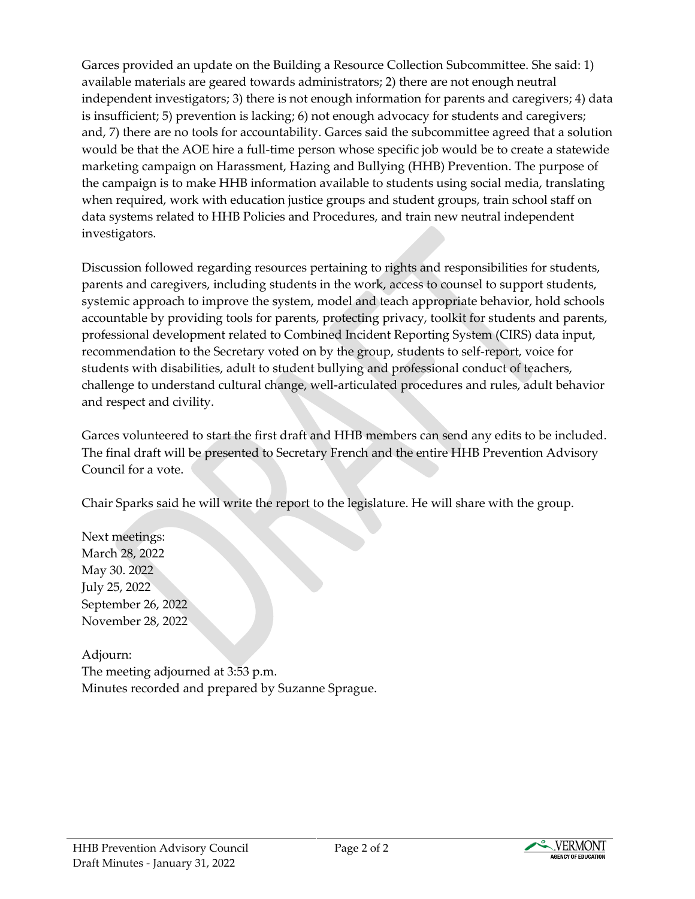Garces provided an update on the Building a Resource Collection Subcommittee. She said: 1) available materials are geared towards administrators; 2) there are not enough neutral independent investigators; 3) there is not enough information for parents and caregivers; 4) data is insufficient; 5) prevention is lacking; 6) not enough advocacy for students and caregivers; and, 7) there are no tools for accountability. Garces said the subcommittee agreed that a solution would be that the AOE hire a full-time person whose specific job would be to create a statewide marketing campaign on Harassment, Hazing and Bullying (HHB) Prevention. The purpose of the campaign is to make HHB information available to students using social media, translating when required, work with education justice groups and student groups, train school staff on data systems related to HHB Policies and Procedures, and train new neutral independent investigators.

Discussion followed regarding resources pertaining to rights and responsibilities for students, parents and caregivers, including students in the work, access to counsel to support students, systemic approach to improve the system, model and teach appropriate behavior, hold schools accountable by providing tools for parents, protecting privacy, toolkit for students and parents, professional development related to Combined Incident Reporting System (CIRS) data input, recommendation to the Secretary voted on by the group, students to self-report, voice for students with disabilities, adult to student bullying and professional conduct of teachers, challenge to understand cultural change, well-articulated procedures and rules, adult behavior and respect and civility.

Garces volunteered to start the first draft and HHB members can send any edits to be included. The final draft will be presented to Secretary French and the entire HHB Prevention Advisory Council for a vote.

Chair Sparks said he will write the report to the legislature. He will share with the group.

Next meetings:  
March 28, 2022  
May 30. 2022  
July 25, 2022  
September 26, 2022  
November 28, 2022

Adjourn:  
The meeting adjourned at 3:53 p.m.  
Minutes recorded and prepared by Suzanne Sprague.